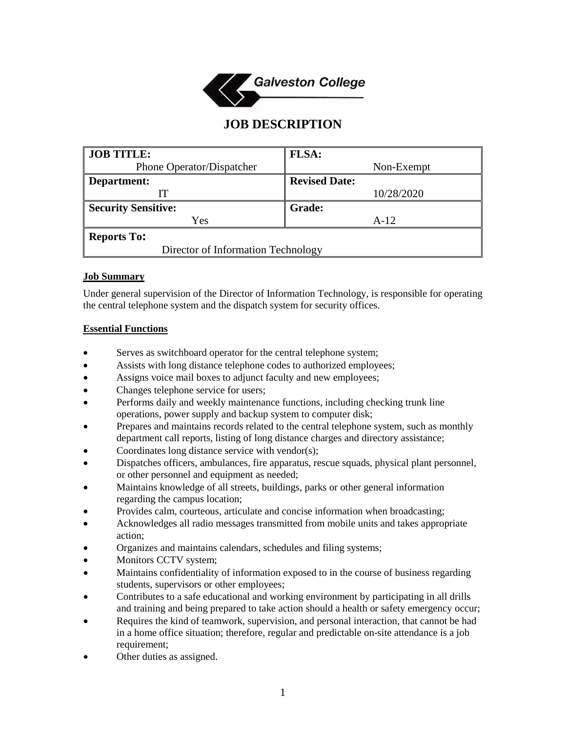Galveston College

# JOB DESCRIPTION

| JOB TITLE: Phone Operator/Dispatcher | FLSA: Non-Exempt |
|---|---|
| Department: IT | Revised Date: 10/28/2020 |
| Security Sensitive: Yes | Grade: A-12 |
| Reports To: Director of Information Technology | |

**Job Summary**

Under general supervision of the Director of Information Technology, is responsible for operating the central telephone system and the dispatch system for security offices.

**Essential Functions**

- Serves as switchboard operator for the central telephone system;
- Assists with long distance telephone codes to authorized employees;
- Assigns voice mail boxes to adjunct faculty and new employees;
- Changes telephone service for users;
- Performs daily and weekly maintenance functions, including checking trunk line operations, power supply and backup system to computer disk;
- Prepares and maintains records related to the central telephone system, such as monthly department call reports, listing of long distance charges and directory assistance;
- Coordinates long distance service with vendor(s);
- Dispatches officers, ambulances, fire apparatus, rescue squads, physical plant personnel, or other personnel and equipment as needed;
- Maintains knowledge of all streets, buildings, parks or other general information regarding the campus location;
- Provides calm, courteous, articulate and concise information when broadcasting;
- Acknowledges all radio messages transmitted from mobile units and takes appropriate action;
- Organizes and maintains calendars, schedules and filing systems;
- Monitors CCTV system;
- Maintains confidentiality of information exposed to in the course of business regarding students, supervisors or other employees;
- Contributes to a safe educational and working environment by participating in all drills and training and being prepared to take action should a health or safety emergency occur;
- Requires the kind of teamwork, supervision, and personal interaction, that cannot be had in a home office situation; therefore, regular and predictable on-site attendance is a job requirement;
- Other duties as assigned.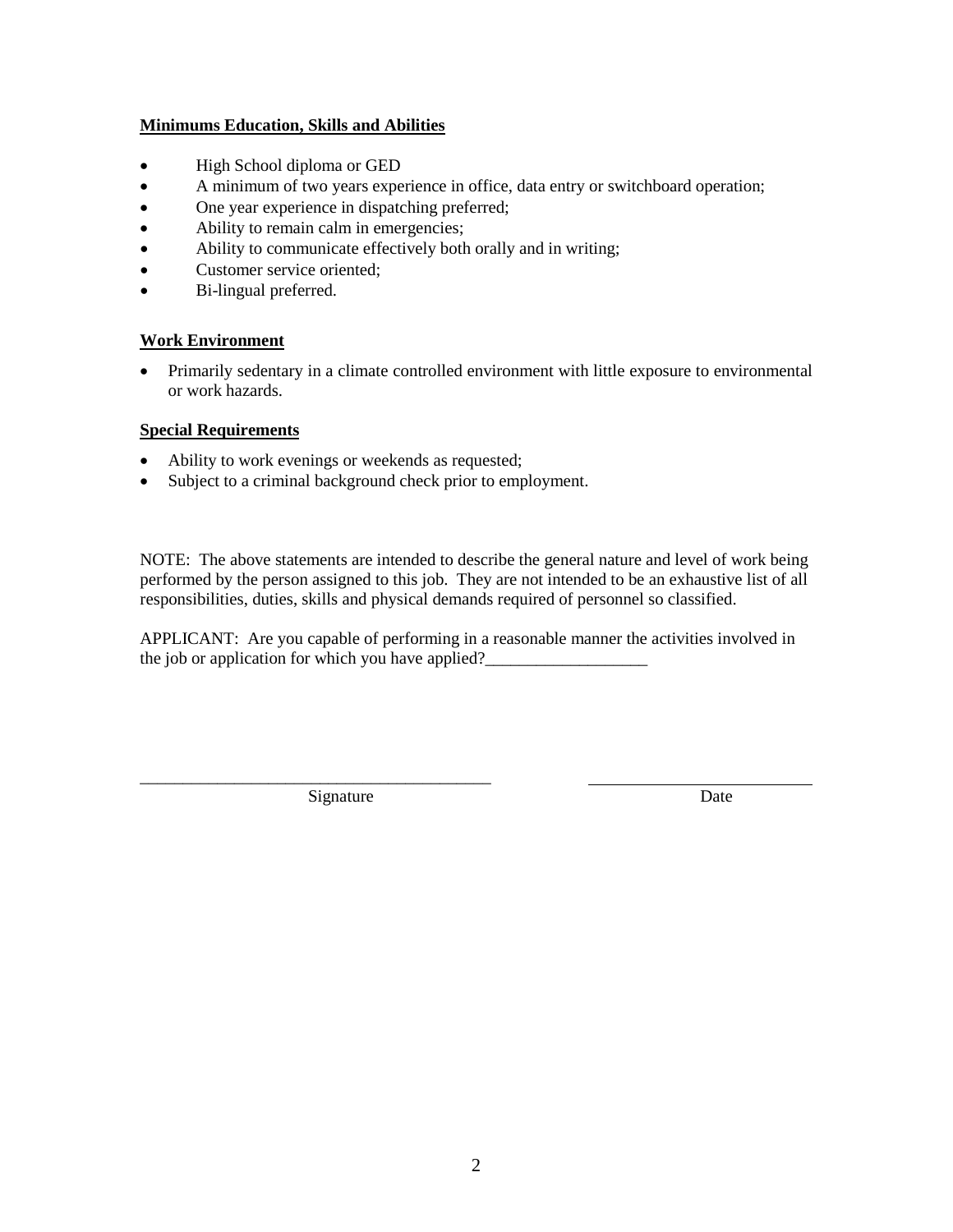**Minimums Education, Skills and Abilities**

- High School diploma or GED
- A minimum of two years experience in office, data entry or switchboard operation;
- One year experience in dispatching preferred;
- Ability to remain calm in emergencies;
- Ability to communicate effectively both orally and in writing;
- Customer service oriented;
- Bi-lingual preferred.

**Work Environment**

- Primarily sedentary in a climate controlled environment with little exposure to environmental or work hazards.

**Special Requirements**

- Ability to work evenings or weekends as requested;
- Subject to a criminal background check prior to employment.

NOTE: The above statements are intended to describe the general nature and level of work being performed by the person assigned to this job. They are not intended to be an exhaustive list of all responsibilities, duties, skills and physical demands required of personnel so classified.

APPLICANT: Are you capable of performing in a reasonable manner the activities involved in the job or application for which you have applied?___________________

_________________________________________ ___________________________

Signature Date